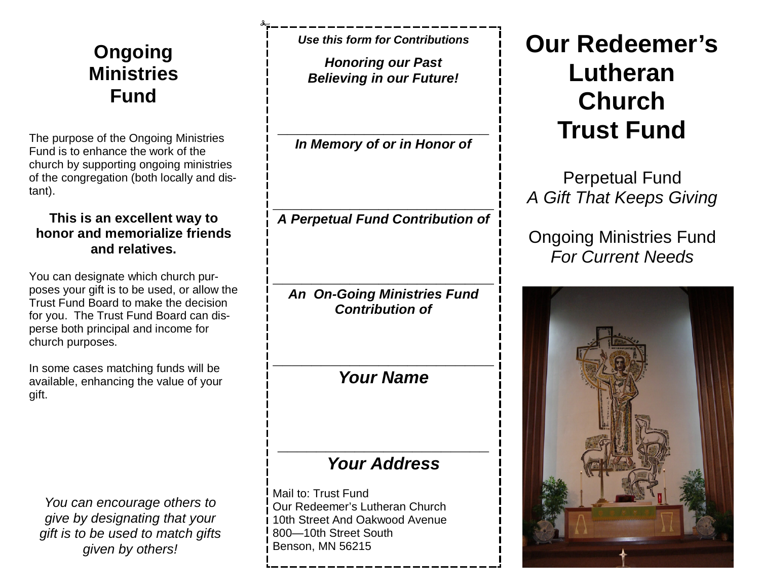# Ongoing Ministries Fund

The purpose of the Ongoing Ministries Fund is to enhance the work of the church by supporting ongoing ministries of the congregation (both locally and distant).

**This is an excellent way to honor and memorialize friends and relatives.**

You can designate which church purposes your gift is to be used, or allow the Trust Fund Board to make the decision for you. The Trust Fund Board can disperse both principal and income for church purposes.

In some cases matching funds will be available, enhancing the value of your gift.

*You can encourage others to give by designating that your gift is to be used to match gifts given by others!*

---

***Use this form for Contributions***

***Honoring our Past***
***Believing in our Future!***

______________________________

***In Memory of or in Honor of***

______________________________

***A Perpetual Fund Contribution of***

______________________________

***An On-Going Ministries Fund Contribution of***

______________________________

***Your Name***

______________________________

***Your Address***

Mail to: Trust Fund
Our Redeemer's Lutheran Church
10th Street And Oakwood Avenue
800—10th Street South
Benson, MN 56215

---

# Our Redeemer's Lutheran Church Trust Fund

Perpetual Fund
*A Gift That Keeps Giving*

Ongoing Ministries Fund
*For Current Needs*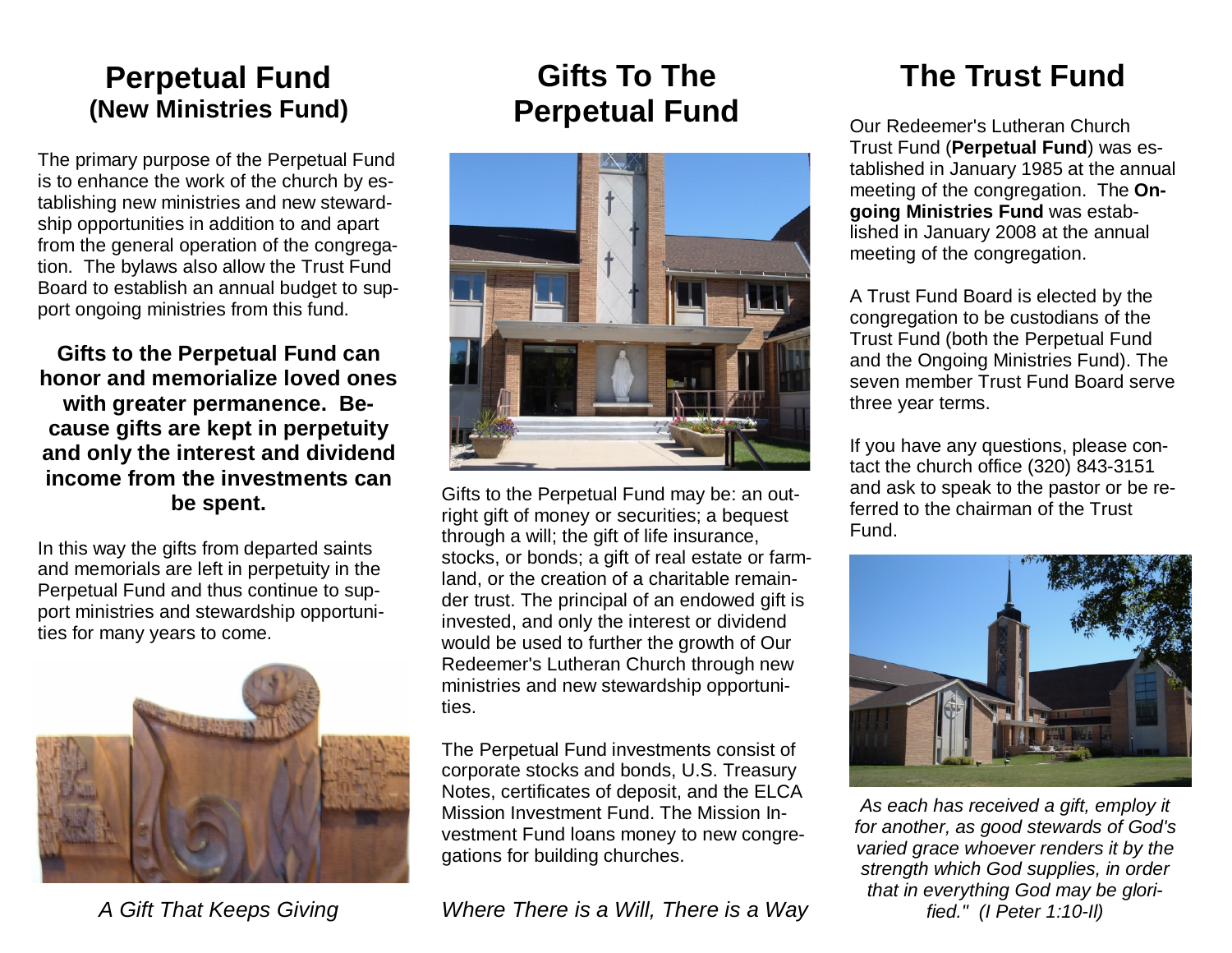# Perpetual Fund
## (New Ministries Fund)

The primary purpose of the Perpetual Fund is to enhance the work of the church by establishing new ministries and new stewardship opportunities in addition to and apart from the general operation of the congregation. The bylaws also allow the Trust Fund Board to establish an annual budget to support ongoing ministries from this fund.

**Gifts to the Perpetual Fund can honor and memorialize loved ones with greater permanence. Because gifts are kept in perpetuity and only the interest and dividend income from the investments can be spent.**

In this way the gifts from departed saints and memorials are left in perpetuity in the Perpetual Fund and thus continue to support ministries and stewardship opportunities for many years to come.

*A Gift That Keeps Giving*

# Gifts To The Perpetual Fund

Gifts to the Perpetual Fund may be: an outright gift of money or securities; a bequest through a will; the gift of life insurance, stocks, or bonds; a gift of real estate or farmland, or the creation of a charitable remainder trust. The principal of an endowed gift is invested, and only the interest or dividend would be used to further the growth of Our Redeemer's Lutheran Church through new ministries and new stewardship opportunities.

The Perpetual Fund investments consist of corporate stocks and bonds, U.S. Treasury Notes, certificates of deposit, and the ELCA Mission Investment Fund. The Mission Investment Fund loans money to new congregations for building churches.

*Where There is a Will, There is a Way*

# The Trust Fund

Our Redeemer's Lutheran Church Trust Fund (**Perpetual Fund**) was established in January 1985 at the annual meeting of the congregation. The **Ongoing Ministries Fund** was established in January 2008 at the annual meeting of the congregation.

A Trust Fund Board is elected by the congregation to be custodians of the Trust Fund (both the Perpetual Fund and the Ongoing Ministries Fund). The seven member Trust Fund Board serve three year terms.

If you have any questions, please contact the church office (320) 843-3151 and ask to speak to the pastor or be referred to the chairman of the Trust Fund.

*As each has received a gift, employ it for another, as good stewards of God's varied grace whoever renders it by the strength which God supplies, in order that in everything God may be glorified." (I Peter 1:10-Il)*